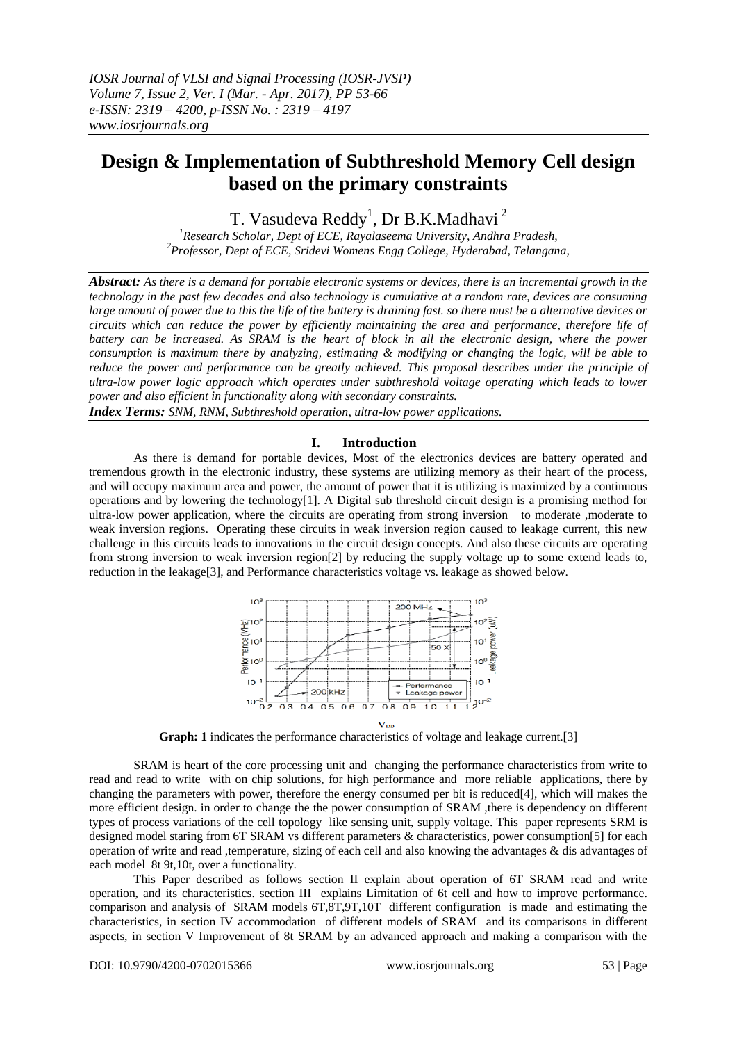# Design & Implementation of Subthreshold Memory Cell design based on the primary constraints

T. Vasudeva Reddy[1], Dr B.K.Madhavi [2]

[1]Research Scholar, Dept of ECE, Rayalaseema University, Andhra Pradesh,
[2]Professor, Dept of ECE, Sridevi Womens Engg College, Hyderabad, Telangana,

***Abstract:*** *As there is a demand for portable electronic systems or devices, there is an incremental growth in the technology in the past few decades and also technology is cumulative at a random rate, devices are consuming large amount of power due to this the life of the battery is draining fast. so there must be a alternative devices or circuits which can reduce the power by efficiently maintaining the area and performance, therefore life of battery can be increased. As SRAM is the heart of block in all the electronic design, where the power consumption is maximum there by analyzing, estimating & modifying or changing the logic, will be able to reduce the power and performance can be greatly achieved. This proposal describes under the principle of ultra-low power logic approach which operates under subthreshold voltage operating which leads to lower power and also efficient in functionality along with secondary constraints.*

***Index Terms:*** *SNM, RNM, Subthreshold operation, ultra-low power applications.*

## I. Introduction

As there is demand for portable devices, Most of the electronics devices are battery operated and tremendous growth in the electronic industry, these systems are utilizing memory as their heart of the process, and will occupy maximum area and power, the amount of power that it is utilizing is maximized by a continuous operations and by lowering the technology[1]. A Digital sub threshold circuit design is a promising method for ultra-low power application, where the circuits are operating from strong inversion to moderate ,moderate to weak inversion regions. Operating these circuits in weak inversion region caused to leakage current, this new challenge in this circuits leads to innovations in the circuit design concepts. And also these circuits are operating from strong inversion to weak inversion region[2] by reducing the supply voltage up to some extend leads to, reduction in the leakage[3], and Performance characteristics voltage vs. leakage as showed below.

**Graph: 1** indicates the performance characteristics of voltage and leakage current.[3]

SRAM is heart of the core processing unit and changing the performance characteristics from write to read and read to write with on chip solutions, for high performance and more reliable applications, there by changing the parameters with power, therefore the energy consumed per bit is reduced[4], which will makes the more efficient design. in order to change the the power consumption of SRAM ,there is dependency on different types of process variations of the cell topology like sensing unit, supply voltage. This paper represents SRM is designed model staring from 6T SRAM vs different parameters & characteristics, power consumption[5] for each operation of write and read ,temperature, sizing of each cell and also knowing the advantages & dis advantages of each model 8t 9t,10t, over a functionality.

This Paper described as follows section II explain about operation of 6T SRAM read and write operation, and its characteristics. section III explains Limitation of 6t cell and how to improve performance. comparison and analysis of SRAM models 6T,8T,9T,10T different configuration is made and estimating the characteristics, in section IV accommodation of different models of SRAM and its comparisons in different aspects, in section V Improvement of 8t SRAM by an advanced approach and making a comparison with the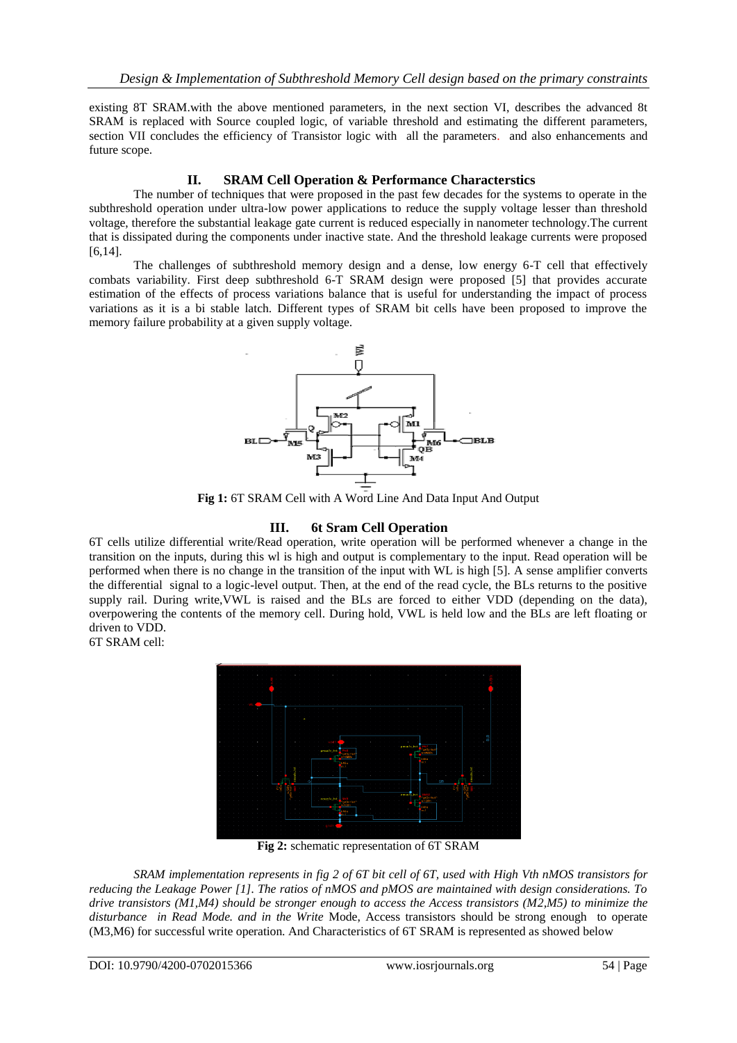existing 8T SRAM.with the above mentioned parameters, in the next section VI, describes the advanced 8t SRAM is replaced with Source coupled logic, of variable threshold and estimating the different parameters, section VII concludes the efficiency of Transistor logic with all the parameters. and also enhancements and future scope.

## II. SRAM Cell Operation & Performance Characterstics

The number of techniques that were proposed in the past few decades for the systems to operate in the subthreshold operation under ultra-low power applications to reduce the supply voltage lesser than threshold voltage, therefore the substantial leakage gate current is reduced especially in nanometer technology.The current that is dissipated during the components under inactive state. And the threshold leakage currents were proposed [6,14].

The challenges of subthreshold memory design and a dense, low energy 6-T cell that effectively combats variability. First deep subthreshold 6-T SRAM design were proposed [5] that provides accurate estimation of the effects of process variations balance that is useful for understanding the impact of process variations as it is a bi stable latch. Different types of SRAM bit cells have been proposed to improve the memory failure probability at a given supply voltage.

**Fig 1:** 6T SRAM Cell with A Word Line And Data Input And Output

## III. 6t Sram Cell Operation

6T cells utilize differential write/Read operation, write operation will be performed whenever a change in the transition on the inputs, during this wl is high and output is complementary to the input. Read operation will be performed when there is no change in the transition of the input with WL is high [5]. A sense amplifier converts the differential signal to a logic-level output. Then, at the end of the read cycle, the BLs returns to the positive supply rail. During write,VWL is raised and the BLs are forced to either VDD (depending on the data), overpowering the contents of the memory cell. During hold, VWL is held low and the BLs are left floating or driven to VDD.

6T SRAM cell:

**Fig 2:** schematic representation of 6T SRAM

*SRAM implementation represents in fig 2 of 6T bit cell of 6T, used with High Vth nMOS transistors for reducing the Leakage Power [1]. The ratios of nMOS and pMOS are maintained with design considerations. To drive transistors (M1,M4) should be stronger enough to access the Access transistors (M2,M5) to minimize the disturbance in Read Mode. and in the Write* Mode, Access transistors should be strong enough to operate (M3,M6) for successful write operation. And Characteristics of 6T SRAM is represented as showed below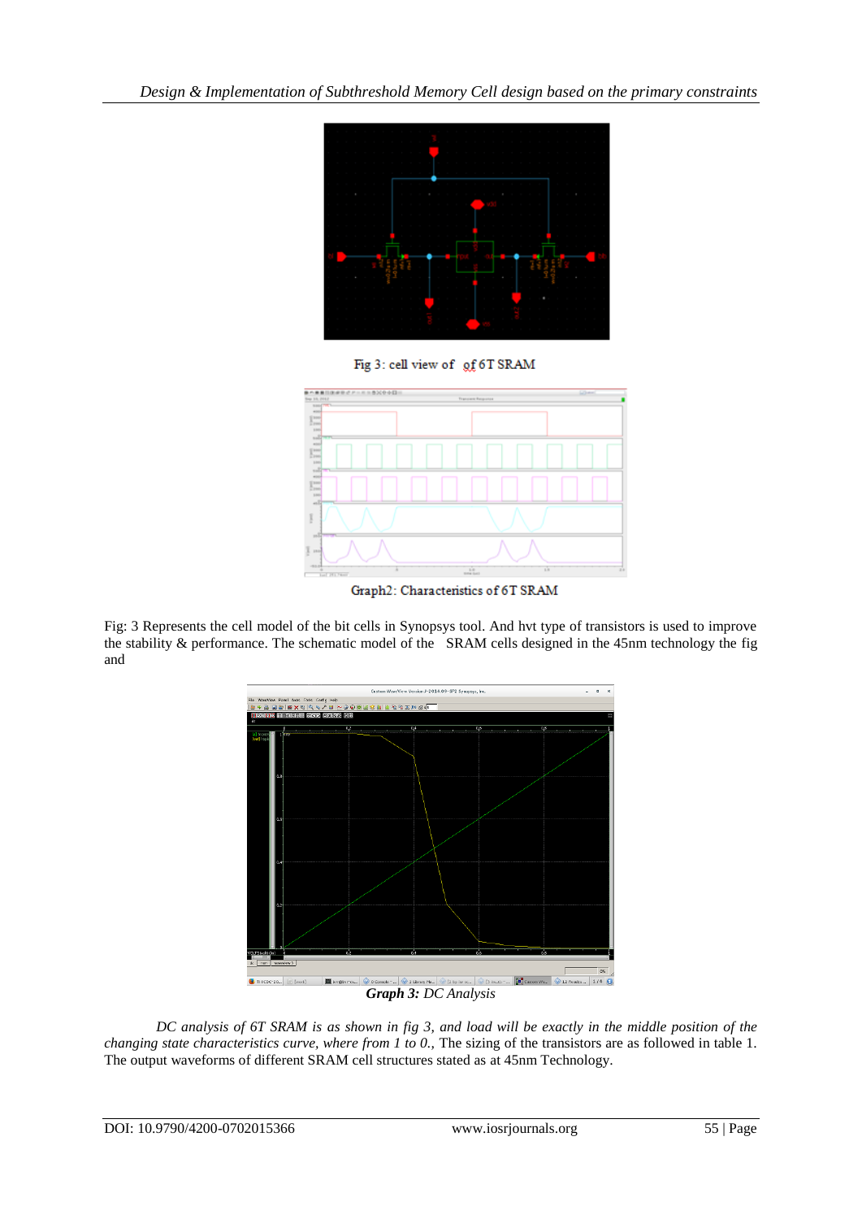Fig 3: cell view of of 6T SRAM

Graph2: Characteristics of 6T SRAM

Fig: 3 Represents the cell model of the bit cells in Synopsys tool. And hvt type of transistors is used to improve the stability & performance. The schematic model of the SRAM cells designed in the 45nm technology the fig and

***Graph 3:*** *DC Analysis*

*DC analysis of 6T SRAM is as shown in fig 3, and load will be exactly in the middle position of the changing state characteristics curve, where from 1 to 0.,* The sizing of the transistors are as followed in table 1. The output waveforms of different SRAM cell structures stated as at 45nm Technology.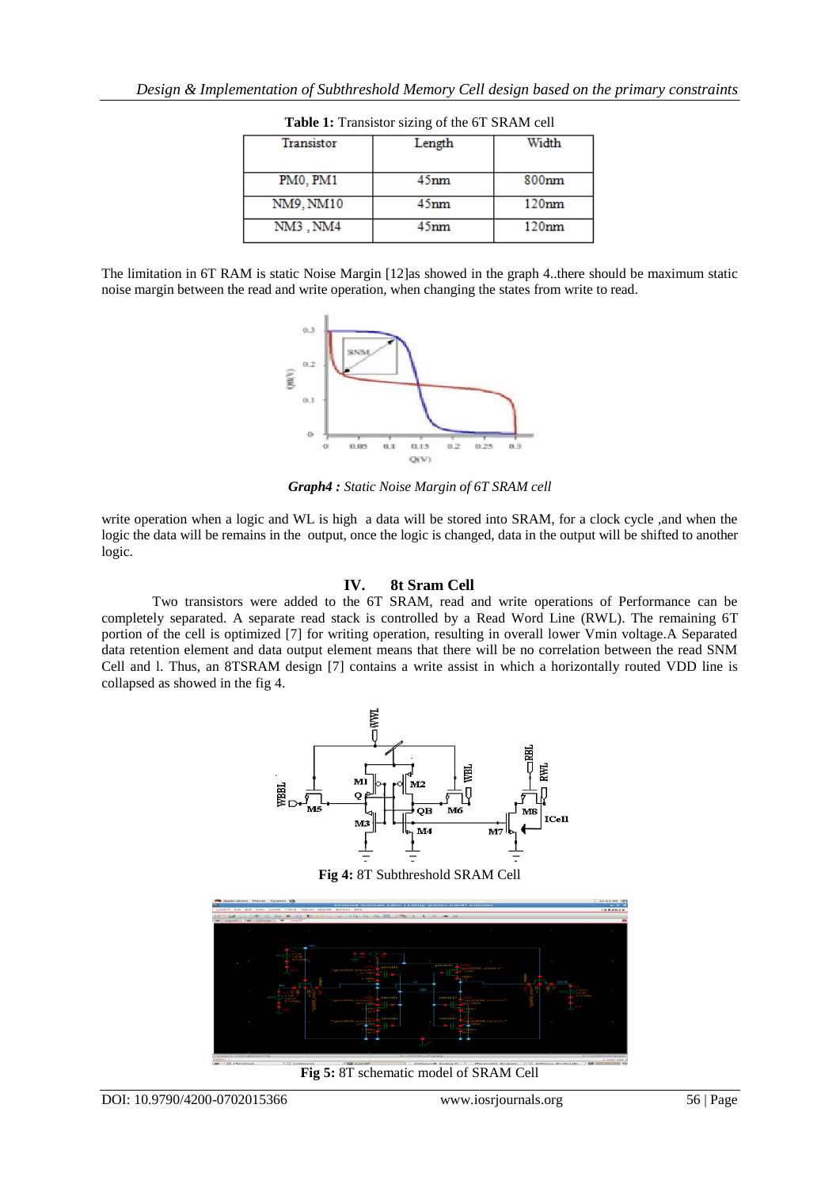**Table 1:** Transistor sizing of the 6T SRAM cell

| Transistor | Length | Width |
|---|---|---|
| PM0, PM1 | 45nm | 800nm |
| NM9, NM10 | 45nm | 120nm |
| NM3 , NM4 | 45nm | 120nm |

The limitation in 6T RAM is static Noise Margin [12]as showed in the graph 4..there should be maximum static noise margin between the read and write operation, when changing the states from write to read.

***Graph4 :** Static Noise Margin of 6T SRAM cell*

write operation when a logic and WL is high a data will be stored into SRAM, for a clock cycle ,and when the logic the data will be remains in the output, once the logic is changed, data in the output will be shifted to another logic.

## IV. 8t Sram Cell

Two transistors were added to the 6T SRAM, read and write operations of Performance can be completely separated. A separate read stack is controlled by a Read Word Line (RWL). The remaining 6T portion of the cell is optimized [7] for writing operation, resulting in overall lower Vmin voltage.A Separated data retention element and data output element means that there will be no correlation between the read SNM Cell and l. Thus, an 8TSRAM design [7] contains a write assist in which a horizontally routed VDD line is collapsed as showed in the fig 4.

**Fig 4:** 8T Subthreshold SRAM Cell

**Fig 5:** 8T schematic model of SRAM Cell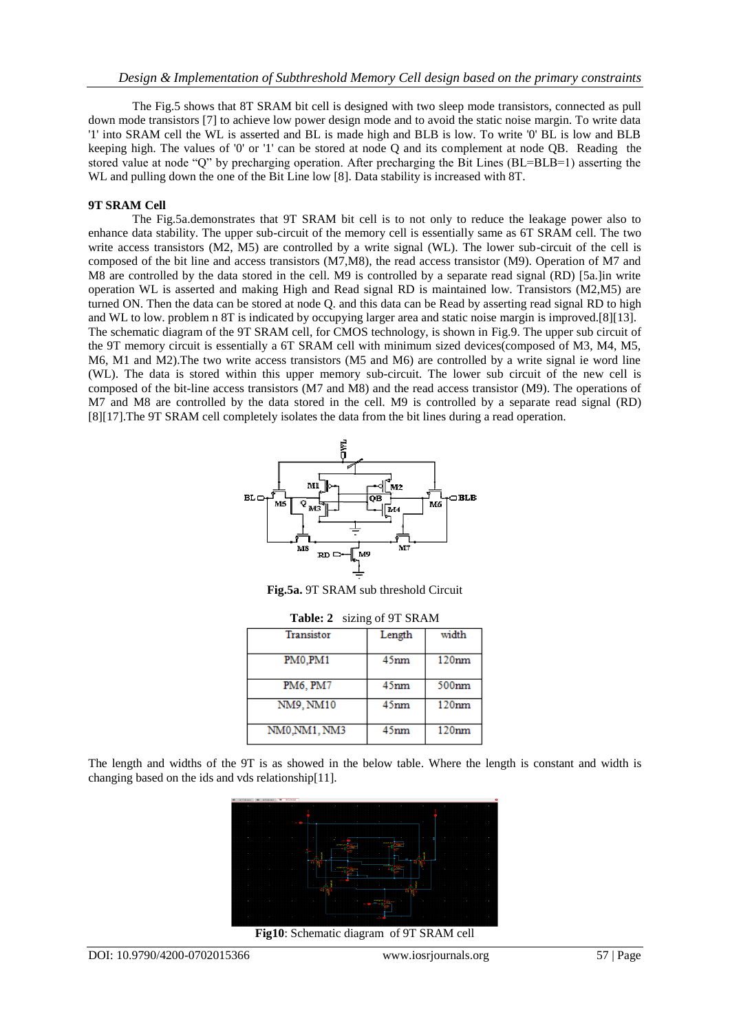The Fig.5 shows that 8T SRAM bit cell is designed with two sleep mode transistors, connected as pull down mode transistors [7] to achieve low power design mode and to avoid the static noise margin. To write data '1' into SRAM cell the WL is asserted and BL is made high and BLB is low. To write '0' BL is low and BLB keeping high. The values of '0' or '1' can be stored at node Q and its complement at node QB. Reading the stored value at node "Q" by precharging operation. After precharging the Bit Lines (BL=BLB=1) asserting the WL and pulling down the one of the Bit Line low [8]. Data stability is increased with 8T.

**9T SRAM Cell**

The Fig.5a.demonstrates that 9T SRAM bit cell is to not only to reduce the leakage power also to enhance data stability. The upper sub-circuit of the memory cell is essentially same as 6T SRAM cell. The two write access transistors (M2, M5) are controlled by a write signal (WL). The lower sub-circuit of the cell is composed of the bit line and access transistors (M7,M8), the read access transistor (M9). Operation of M7 and M8 are controlled by the data stored in the cell. M9 is controlled by a separate read signal (RD) [5a.]in write operation WL is asserted and making High and Read signal RD is maintained low. Transistors (M2,M5) are turned ON. Then the data can be stored at node Q. and this data can be Read by asserting read signal RD to high and WL to low. problem n 8T is indicated by occupying larger area and static noise margin is improved.[8][13].
The schematic diagram of the 9T SRAM cell, for CMOS technology, is shown in Fig.9. The upper sub circuit of the 9T memory circuit is essentially a 6T SRAM cell with minimum sized devices(composed of M3, M4, M5, M6, M1 and M2).The two write access transistors (M5 and M6) are controlled by a write signal ie word line (WL). The data is stored within this upper memory sub-circuit. The lower sub circuit of the new cell is composed of the bit-line access transistors (M7 and M8) and the read access transistor (M9). The operations of M7 and M8 are controlled by the data stored in the cell. M9 is controlled by a separate read signal (RD) [8][17].The 9T SRAM cell completely isolates the data from the bit lines during a read operation.

**Fig.5a.** 9T SRAM sub threshold Circuit

**Table: 2** sizing of 9T SRAM

| Transistor | Length | width |
|---|---|---|
| PM0,PM1 | 45nm | 120nm |
| PM6, PM7 | 45nm | 500nm |
| NM9, NM10 | 45nm | 120nm |
| NM0,NM1, NM3 | 45nm | 120nm |

The length and widths of the 9T is as showed in the below table. Where the length is constant and width is changing based on the ids and vds relationship[11].

**Fig10**: Schematic diagram of 9T SRAM cell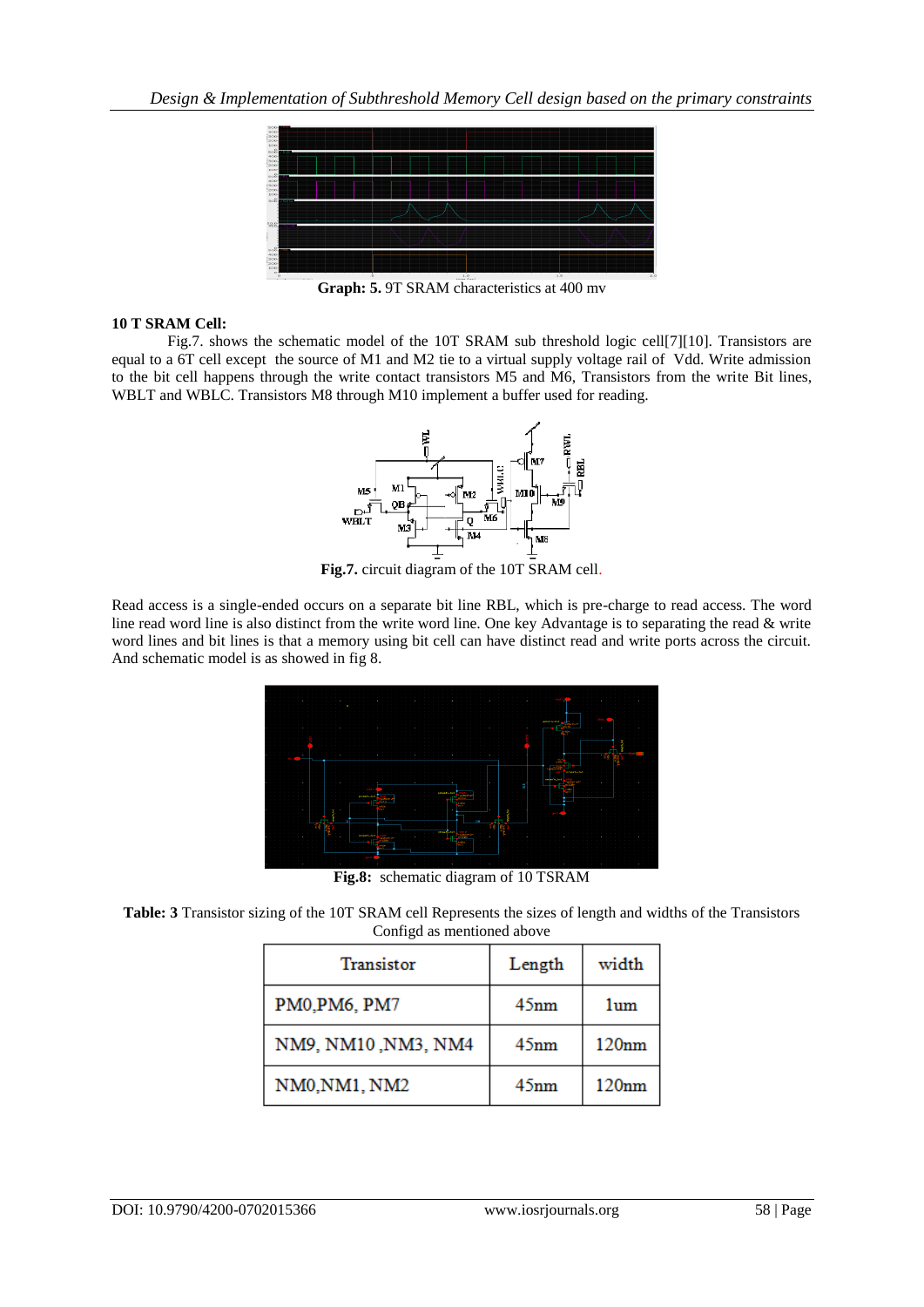**Graph: 5.** 9T SRAM characteristics at 400 mv

**10 T SRAM Cell:**

Fig.7. shows the schematic model of the 10T SRAM sub threshold logic cell[7][10]. Transistors are equal to a 6T cell except the source of M1 and M2 tie to a virtual supply voltage rail of Vdd. Write admission to the bit cell happens through the write contact transistors M5 and M6, Transistors from the write Bit lines, WBLT and WBLC. Transistors M8 through M10 implement a buffer used for reading.

**Fig.7.** circuit diagram of the 10T SRAM cell.

Read access is a single-ended occurs on a separate bit line RBL, which is pre-charge to read access. The word line read word line is also distinct from the write word line. One key Advantage is to separating the read & write word lines and bit lines is that a memory using bit cell can have distinct read and write ports across the circuit. And schematic model is as showed in fig 8.

**Fig.8:** schematic diagram of 10 TSRAM

**Table: 3** Transistor sizing of the 10T SRAM cell Represents the sizes of length and widths of the Transistors Configd as mentioned above

| Transistor | Length | width |
|---|---|---|
| PM0,PM6, PM7 | 45nm | 1um |
| NM9, NM10 ,NM3, NM4 | 45nm | 120nm |
| NM0,NM1, NM2 | 45nm | 120nm |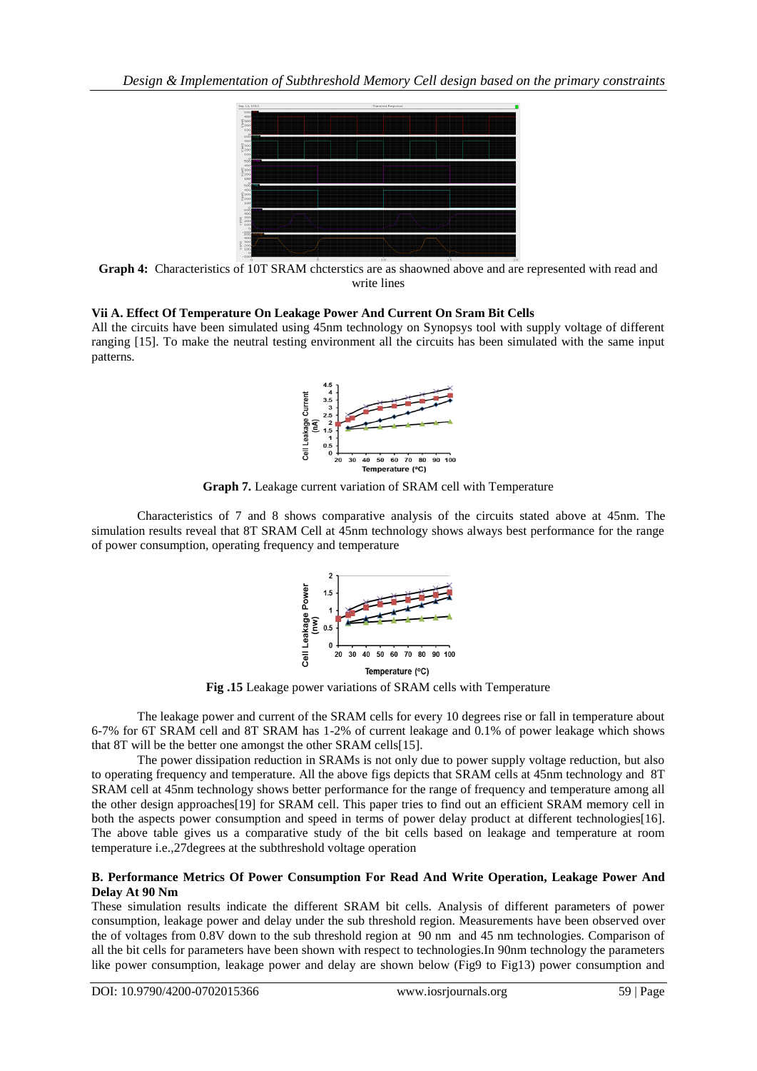**Graph 4:** Characteristics of 10T SRAM chcterstics are as shaowned above and are represented with read and write lines

### Vii A. Effect Of Temperature On Leakage Power And Current On Sram Bit Cells

All the circuits have been simulated using 45nm technology on Synopsys tool with supply voltage of different ranging [15]. To make the neutral testing environment all the circuits has been simulated with the same input patterns.

**Graph 7.** Leakage current variation of SRAM cell with Temperature

Characteristics of 7 and 8 shows comparative analysis of the circuits stated above at 45nm. The simulation results reveal that 8T SRAM Cell at 45nm technology shows always best performance for the range of power consumption, operating frequency and temperature

**Fig .15** Leakage power variations of SRAM cells with Temperature

The leakage power and current of the SRAM cells for every 10 degrees rise or fall in temperature about 6-7% for 6T SRAM cell and 8T SRAM has 1-2% of current leakage and 0.1% of power leakage which shows that 8T will be the better one amongst the other SRAM cells[15].

The power dissipation reduction in SRAMs is not only due to power supply voltage reduction, but also to operating frequency and temperature. All the above figs depicts that SRAM cells at 45nm technology and 8T SRAM cell at 45nm technology shows better performance for the range of frequency and temperature among all the other design approaches[19] for SRAM cell. This paper tries to find out an efficient SRAM memory cell in both the aspects power consumption and speed in terms of power delay product at different technologies[16]. The above table gives us a comparative study of the bit cells based on leakage and temperature at room temperature i.e.,27degrees at the subthreshold voltage operation

### B. Performance Metrics Of Power Consumption For Read And Write Operation, Leakage Power And Delay At 90 Nm

These simulation results indicate the different SRAM bit cells. Analysis of different parameters of power consumption, leakage power and delay under the sub threshold region. Measurements have been observed over the of voltages from 0.8V down to the sub threshold region at 90 nm and 45 nm technologies. Comparison of all the bit cells for parameters have been shown with respect to technologies.In 90nm technology the parameters like power consumption, leakage power and delay are shown below (Fig9 to Fig13) power consumption and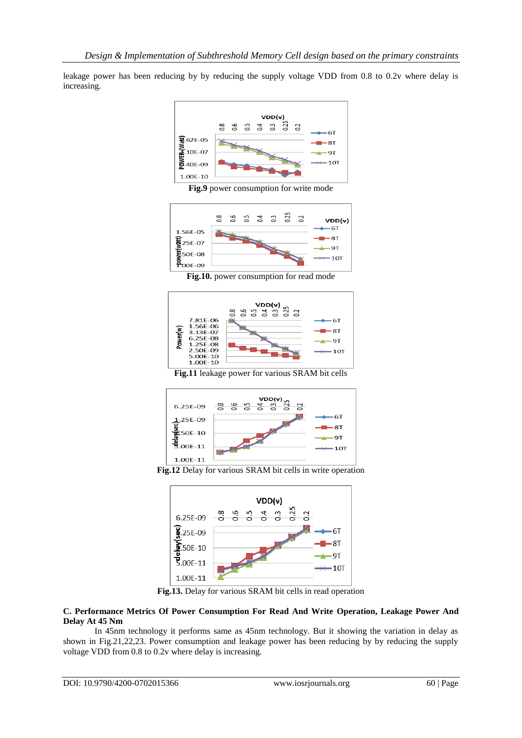leakage power has been reducing by by reducing the supply voltage VDD from 0.8 to 0.2v where delay is increasing.

**Fig.9** power consumption for write mode

**Fig.10.** power consumption for read mode

**Fig.11** leakage power for various SRAM bit cells

**Fig.12** Delay for various SRAM bit cells in write operation

**Fig.13.** Delay for various SRAM bit cells in read operation

**C. Performance Metrics Of Power Consumption For Read And Write Operation, Leakage Power And Delay At 45 Nm**

In 45nm technology it performs same as 45nm technology. But it showing the variation in delay as shown in Fig.21,22,23. Power consumption and leakage power has been reducing by by reducing the supply voltage VDD from 0.8 to 0.2v where delay is increasing.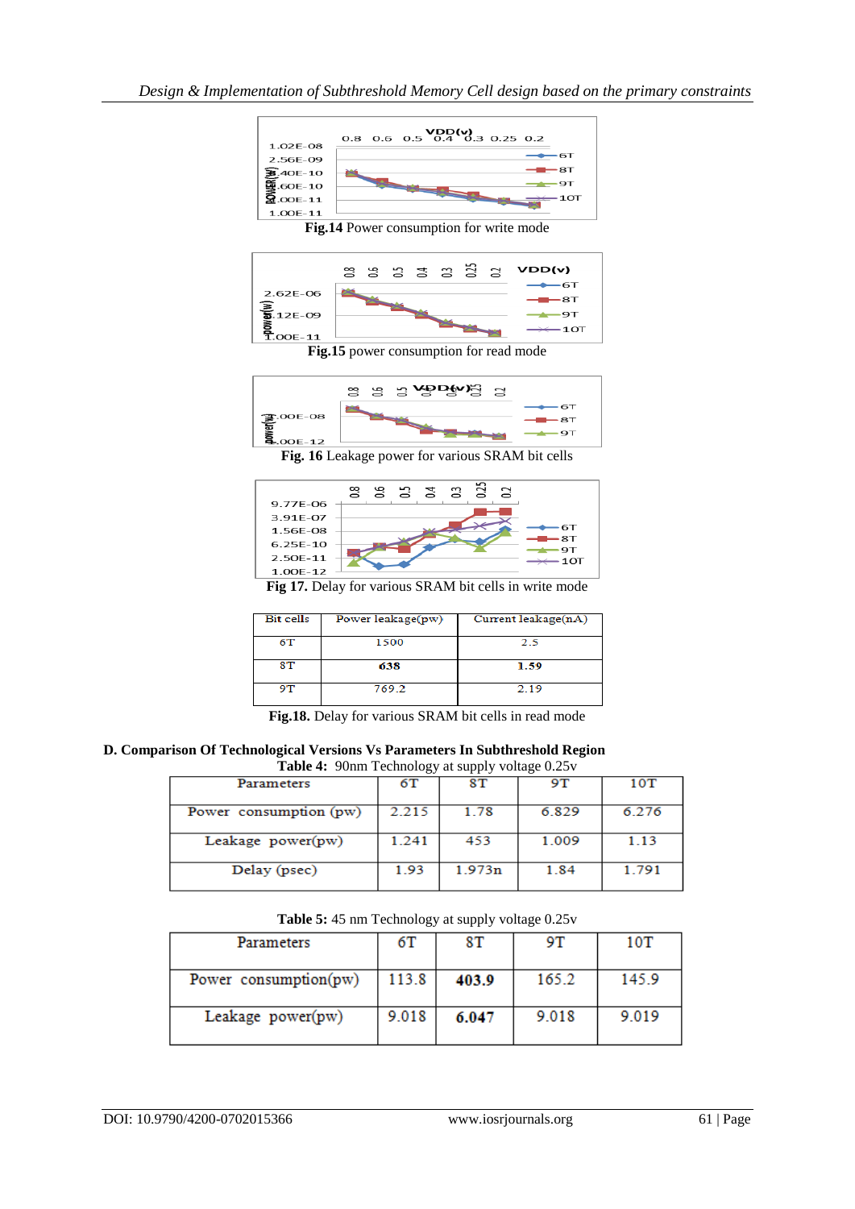Fig.14 Power consumption for write mode

Fig.15 power consumption for read mode

Fig. 16 Leakage power for various SRAM bit cells

Fig 17. Delay for various SRAM bit cells in write mode

| Bit cells | Power leakage(pw) | Current leakage(nA) |
|---|---|---|
| 6T | 1500 | 2.5 |
| 8T | **638** | **1.59** |
| 9T | 769.2 | 2.19 |

**Fig.18.** Delay for various SRAM bit cells in read mode

### D. Comparison Of Technological Versions Vs Parameters In Subthreshold Region

**Table 4:** 90nm Technology at supply voltage 0.25v

| Parameters | 6T | 8T | 9T | 10T |
|---|---|---|---|---|
| Power consumption (pw) | 2.215 | 1.78 | 6.829 | 6.276 |
| Leakage power(pw) | 1.241 | 453 | 1.009 | 1.13 |
| Delay (psec) | 1.93 | 1.973n | 1.84 | 1.791 |

**Table 5:** 45 nm Technology at supply voltage 0.25v

| Parameters | 6T | 8T | 9T | 10T |
|---|---|---|---|---|
| Power consumption(pw) | 113.8 | **403.9** | 165.2 | 145.9 |
| Leakage power(pw) | 9.018 | **6.047** | 9.018 | 9.019 |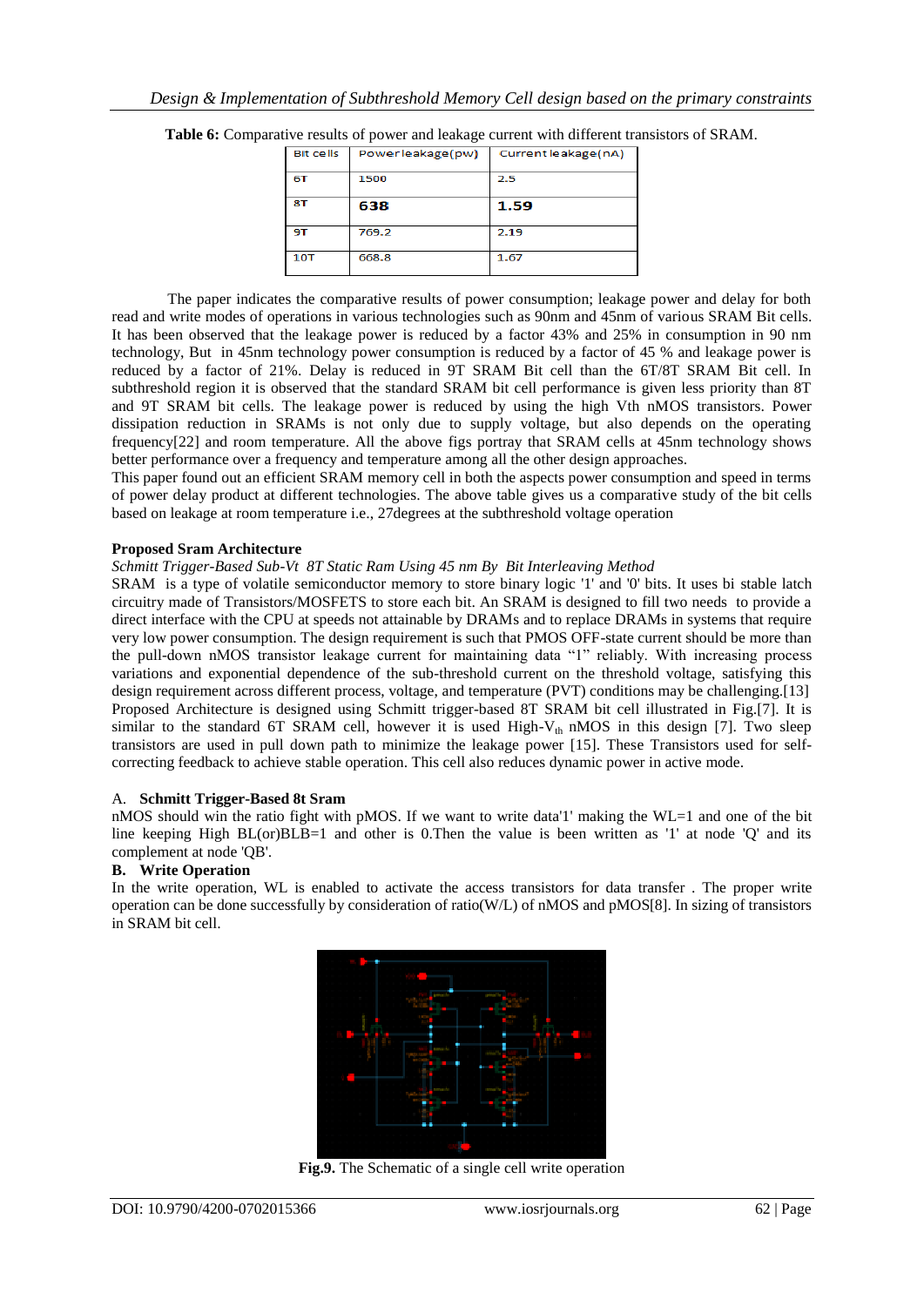**Table 6:** Comparative results of power and leakage current with different transistors of SRAM.

| Bit cells | Power leakage(pw) | Current leakage(nA) |
|---|---|---|
| 6T | 1500 | 2.5 |
| 8T | **638** | **1.59** |
| 9T | 769.2 | 2.19 |
| 10T | 668.8 | 1.67 |

The paper indicates the comparative results of power consumption; leakage power and delay for both read and write modes of operations in various technologies such as 90nm and 45nm of various SRAM Bit cells. It has been observed that the leakage power is reduced by a factor 43% and 25% in consumption in 90 nm technology, But in 45nm technology power consumption is reduced by a factor of 45 % and leakage power is reduced by a factor of 21%. Delay is reduced in 9T SRAM Bit cell than the 6T/8T SRAM Bit cell. In subthreshold region it is observed that the standard SRAM bit cell performance is given less priority than 8T and 9T SRAM bit cells. The leakage power is reduced by using the high Vth nMOS transistors. Power dissipation reduction in SRAMs is not only due to supply voltage, but also depends on the operating frequency[22] and room temperature. All the above figs portray that SRAM cells at 45nm technology shows better performance over a frequency and temperature among all the other design approaches.

This paper found out an efficient SRAM memory cell in both the aspects power consumption and speed in terms of power delay product at different technologies. The above table gives us a comparative study of the bit cells based on leakage at room temperature i.e., 27degrees at the subthreshold voltage operation

**Proposed Sram Architecture**

*Schmitt Trigger-Based Sub-Vt 8T Static Ram Using 45 nm By Bit Interleaving Method*

SRAM is a type of volatile semiconductor memory to store binary logic '1' and '0' bits. It uses bi stable latch circuitry made of Transistors/MOSFETS to store each bit. An SRAM is designed to fill two needs to provide a direct interface with the CPU at speeds not attainable by DRAMs and to replace DRAMs in systems that require very low power consumption. The design requirement is such that PMOS OFF-state current should be more than the pull-down nMOS transistor leakage current for maintaining data "1" reliably. With increasing process variations and exponential dependence of the sub-threshold current on the threshold voltage, satisfying this design requirement across different process, voltage, and temperature (PVT) conditions may be challenging.[13] Proposed Architecture is designed using Schmitt trigger-based 8T SRAM bit cell illustrated in Fig.[7]. It is similar to the standard 6T SRAM cell, however it is used High-$V_{th}$ nMOS in this design [7]. Two sleep transistors are used in pull down path to minimize the leakage power [15]. These Transistors used for self-correcting feedback to achieve stable operation. This cell also reduces dynamic power in active mode.

### A. Schmitt Trigger-Based 8t Sram

nMOS should win the ratio fight with pMOS. If we want to write data'1' making the WL=1 and one of the bit line keeping High BL(or)BLB=1 and other is 0.Then the value is been written as '1' at node 'Q' and its complement at node 'QB'.

### B. Write Operation

In the write operation, WL is enabled to activate the access transistors for data transfer . The proper write operation can be done successfully by consideration of ratio(W/L) of nMOS and pMOS[8]. In sizing of transistors in SRAM bit cell.

**Fig.9.** The Schematic of a single cell write operation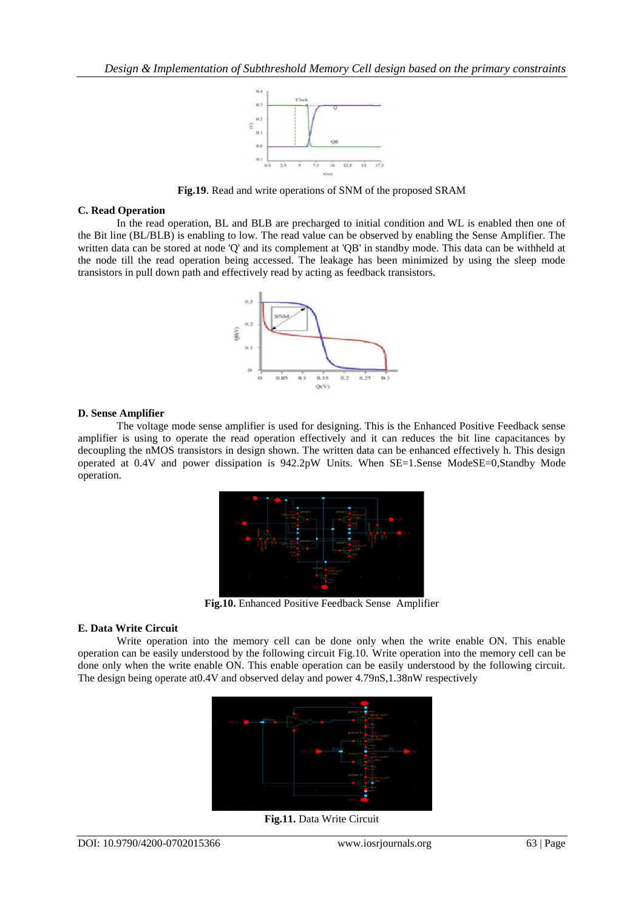**Fig.19**. Read and write operations of SNM of the proposed SRAM

### C. Read Operation

In the read operation, BL and BLB are precharged to initial condition and WL is enabled then one of the Bit line (BL/BLB) is enabling to low. The read value can be observed by enabling the Sense Amplifier. The written data can be stored at node 'Q' and its complement at 'QB' in standby mode. This data can be withheld at the node till the read operation being accessed. The leakage has been minimized by using the sleep mode transistors in pull down path and effectively read by acting as feedback transistors.

### D. Sense Amplifier

The voltage mode sense amplifier is used for designing. This is the Enhanced Positive Feedback sense amplifier is using to operate the read operation effectively and it can reduces the bit line capacitances by decoupling the nMOS transistors in design shown. The written data can be enhanced effectively h. This design operated at 0.4V and power dissipation is 942.2pW Units. When SE=1.Sense ModeSE=0,Standby Mode operation.

**Fig.10.** Enhanced Positive Feedback Sense Amplifier

### E. Data Write Circuit

Write operation into the memory cell can be done only when the write enable ON. This enable operation can be easily understood by the following circuit Fig.10. Write operation into the memory cell can be done only when the write enable ON. This enable operation can be easily understood by the following circuit. The design being operate at0.4V and observed delay and power 4.79nS,1.38nW respectively

**Fig.11.** Data Write Circuit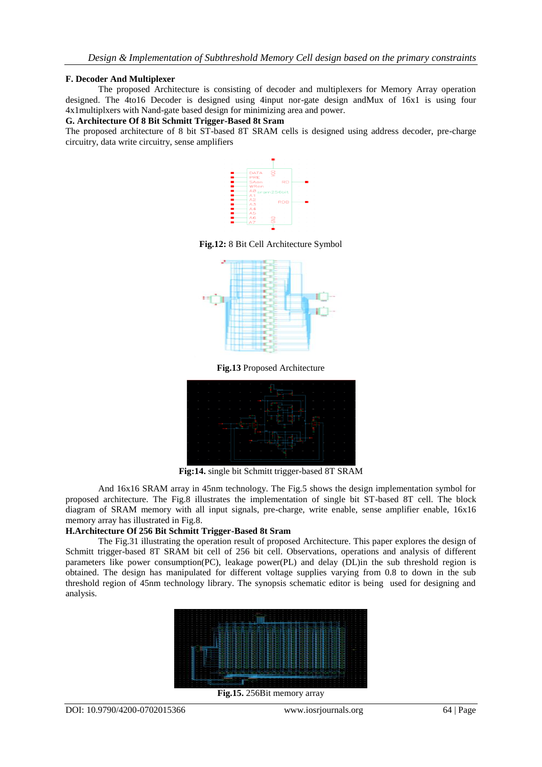### F. Decoder And Multiplexer

The proposed Architecture is consisting of decoder and multiplexers for Memory Array operation designed. The 4to16 Decoder is designed using 4input nor-gate design andMux of 16x1 is using four 4x1multiplxers with Nand-gate based design for minimizing area and power.

### G. Architecture Of 8 Bit Schmitt Trigger-Based 8t Sram

The proposed architecture of 8 bit ST-based 8T SRAM cells is designed using address decoder, pre-charge circuitry, data write circuitry, sense amplifiers

**Fig.12:** 8 Bit Cell Architecture Symbol

**Fig.13** Proposed Architecture

**Fig:14.** single bit Schmitt trigger-based 8T SRAM

And 16x16 SRAM array in 45nm technology. The Fig.5 shows the design implementation symbol for proposed architecture. The Fig.8 illustrates the implementation of single bit ST-based 8T cell. The block diagram of SRAM memory with all input signals, pre-charge, write enable, sense amplifier enable, 16x16 memory array has illustrated in Fig.8.

### H.Architecture Of 256 Bit Schmitt Trigger-Based 8t Sram

The Fig.31 illustrating the operation result of proposed Architecture. This paper explores the design of Schmitt trigger-based 8T SRAM bit cell of 256 bit cell. Observations, operations and analysis of different parameters like power consumption(PC), leakage power(PL) and delay (DL)in the sub threshold region is obtained. The design has manipulated for different voltage supplies varying from 0.8 to down in the sub threshold region of 45nm technology library. The synopsis schematic editor is being used for designing and analysis.

**Fig.15.** 256Bit memory array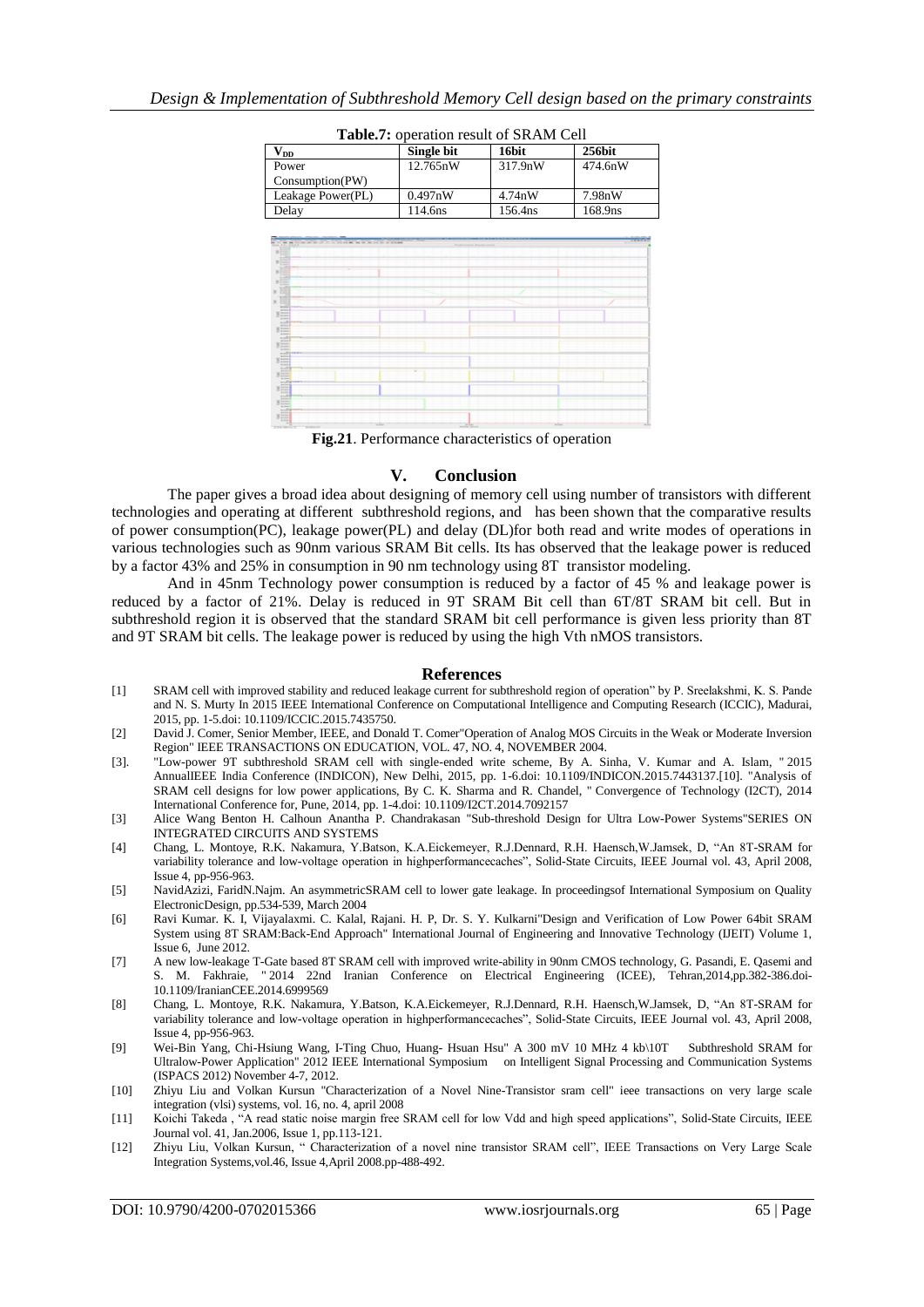**Table.7:** operation result of SRAM Cell

| $V_{DD}$ | Single bit | 16bit | 256bit |
|---|---|---|---|
| Power Consumption(PW) | 12.765nW | 317.9nW | 474.6nW |
| Leakage Power(PL) | 0.497nW | 4.74nW | 7.98nW |
| Delay | 114.6ns | 156.4ns | 168.9ns |

**Fig.21**. Performance characteristics of operation

## V. Conclusion

The paper gives a broad idea about designing of memory cell using number of transistors with different technologies and operating at different subthreshold regions, and has been shown that the comparative results of power consumption(PC), leakage power(PL) and delay (DL)for both read and write modes of operations in various technologies such as 90nm various SRAM Bit cells. Its has observed that the leakage power is reduced by a factor 43% and 25% in consumption in 90 nm technology using 8T transistor modeling.

And in 45nm Technology power consumption is reduced by a factor of 45 % and leakage power is reduced by a factor of 21%. Delay is reduced in 9T SRAM Bit cell than 6T/8T SRAM bit cell. But in subthreshold region it is observed that the standard SRAM bit cell performance is given less priority than 8T and 9T SRAM bit cells. The leakage power is reduced by using the high Vth nMOS transistors.

## References

[1] SRAM cell with improved stability and reduced leakage current for subthreshold region of operation" by P. Sreelakshmi, K. S. Pande and N. S. Murty In 2015 IEEE International Conference on Computational Intelligence and Computing Research (ICCIC), Madurai, 2015, pp. 1-5.doi: 10.1109/ICCIC.2015.7435750.

[2] David J. Comer, Senior Member, IEEE, and Donald T. Comer"Operation of Analog MOS Circuits in the Weak or Moderate Inversion Region" IEEE TRANSACTIONS ON EDUCATION, VOL. 47, NO. 4, NOVEMBER 2004.

[3]. "Low-power 9T subthreshold SRAM cell with single-ended write scheme, By A. Sinha, V. Kumar and A. Islam, " 2015 AnnualIEEE India Conference (INDICON), New Delhi, 2015, pp. 1-6.doi: 10.1109/INDICON.2015.7443137.[10]. "Analysis of SRAM cell designs for low power applications, By C. K. Sharma and R. Chandel, " Convergence of Technology (I2CT), 2014 International Conference for, Pune, 2014, pp. 1-4.doi: 10.1109/I2CT.2014.7092157

[3] Alice Wang Benton H. Calhoun Anantha P. Chandrakasan "Sub-threshold Design for Ultra Low-Power Systems"SERIES ON INTEGRATED CIRCUITS AND SYSTEMS

[4] Chang, L. Montoye, R.K. Nakamura, Y.Batson, K.A.Eickemeyer, R.J.Dennard, R.H. Haensch,W.Jamsek, D, "An 8T-SRAM for variability tolerance and low-voltage operation in highperformancecaches", Solid-State Circuits, IEEE Journal vol. 43, April 2008, Issue 4, pp-956-963.

[5] NavidAzizi, FaridN.Najm. An asymmetricSRAM cell to lower gate leakage. In proceedingsof International Symposium on Quality ElectronicDesign, pp.534-539, March 2004

[6] Ravi Kumar. K. I, Vijayalaxmi. C. Kalal, Rajani. H. P, Dr. S. Y. Kulkarni"Design and Verification of Low Power 64bit SRAM System using 8T SRAM:Back-End Approach" International Journal of Engineering and Innovative Technology (IJEIT) Volume 1, Issue 6, June 2012.

[7] A new low-leakage T-Gate based 8T SRAM cell with improved write-ability in 90nm CMOS technology, G. Pasandi, E. Qasemi and S. M. Fakhraie, " 2014 22nd Iranian Conference on Electrical Engineering (ICEE), Tehran,2014,pp.382-386.doi-10.1109/IranianCEE.2014.6999569

[8] Chang, L. Montoye, R.K. Nakamura, Y.Batson, K.A.Eickemeyer, R.J.Dennard, R.H. Haensch,W.Jamsek, D, "An 8T-SRAM for variability tolerance and low-voltage operation in highperformancecaches", Solid-State Circuits, IEEE Journal vol. 43, April 2008, Issue 4, pp-956-963.

[9] Wei-Bin Yang, Chi-Hsiung Wang, I-Ting Chuo, Huang- Hsuan Hsu" A 300 mV 10 MHz 4 kb\10T Subthreshold SRAM for Ultralow-Power Application" 2012 IEEE International Symposium on Intelligent Signal Processing and Communication Systems (ISPACS 2012) November 4-7, 2012.

[10] Zhiyu Liu and Volkan Kursun "Characterization of a Novel Nine-Transistor sram cell" ieee transactions on very large scale integration (vlsi) systems, vol. 16, no. 4, april 2008

[11] Koichi Takeda , "A read static noise margin free SRAM cell for low Vdd and high speed applications", Solid-State Circuits, IEEE Journal vol. 41, Jan.2006, Issue 1, pp.113-121.

[12] Zhiyu Liu, Volkan Kursun, " Characterization of a novel nine transistor SRAM cell", IEEE Transactions on Very Large Scale Integration Systems,vol.46, Issue 4,April 2008.pp-488-492.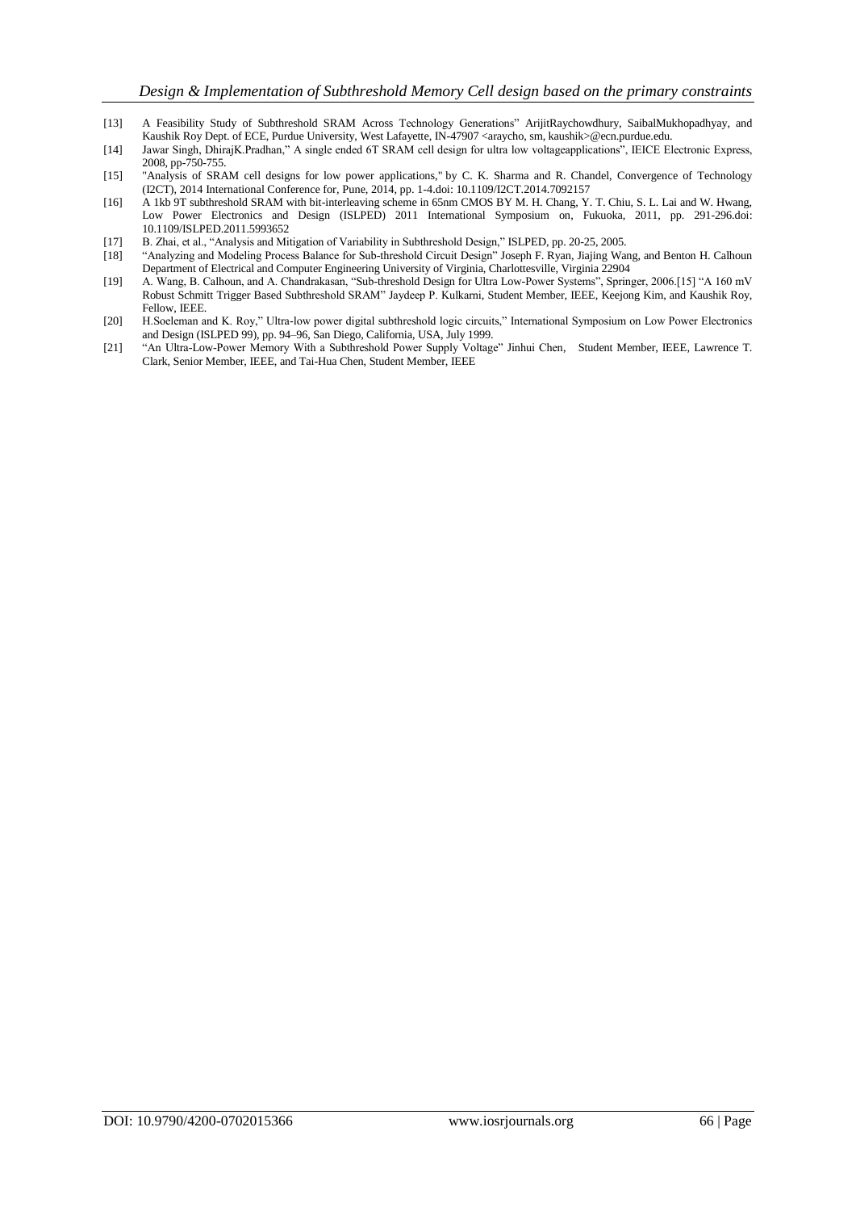[13] A Feasibility Study of Subthreshold SRAM Across Technology Generations" ArijitRaychowdhury, SaibalMukhopadhyay, and Kaushik Roy Dept. of ECE, Purdue University, West Lafayette, IN-47907 <araycho, sm, kaushik>@ecn.purdue.edu.

[14] Jawar Singh, DhirajK.Pradhan," A single ended 6T SRAM cell design for ultra low voltageapplications", IEICE Electronic Express, 2008, pp-750-755.

[15] "Analysis of SRAM cell designs for low power applications," by C. K. Sharma and R. Chandel, Convergence of Technology (I2CT), 2014 International Conference for, Pune, 2014, pp. 1-4.doi: 10.1109/I2CT.2014.7092157

[16] A 1kb 9T subthreshold SRAM with bit-interleaving scheme in 65nm CMOS BY M. H. Chang, Y. T. Chiu, S. L. Lai and W. Hwang, Low Power Electronics and Design (ISLPED) 2011 International Symposium on, Fukuoka, 2011, pp. 291-296.doi: 10.1109/ISLPED.2011.5993652

[17] B. Zhai, et al., "Analysis and Mitigation of Variability in Subthreshold Design," ISLPED, pp. 20-25, 2005.

[18] "Analyzing and Modeling Process Balance for Sub-threshold Circuit Design" Joseph F. Ryan, Jiajing Wang, and Benton H. Calhoun Department of Electrical and Computer Engineering University of Virginia, Charlottesville, Virginia 22904

[19] A. Wang, B. Calhoun, and A. Chandrakasan, "Sub-threshold Design for Ultra Low-Power Systems", Springer, 2006.[15] "A 160 mV Robust Schmitt Trigger Based Subthreshold SRAM" Jaydeep P. Kulkarni, Student Member, IEEE, Keejong Kim, and Kaushik Roy, Fellow, IEEE.

[20] H.Soeleman and K. Roy," Ultra-low power digital subthreshold logic circuits," International Symposium on Low Power Electronics and Design (ISLPED 99), pp. 94–96, San Diego, California, USA, July 1999.

[21] "An Ultra-Low-Power Memory With a Subthreshold Power Supply Voltage" Jinhui Chen, Student Member, IEEE, Lawrence T. Clark, Senior Member, IEEE, and Tai-Hua Chen, Student Member, IEEE